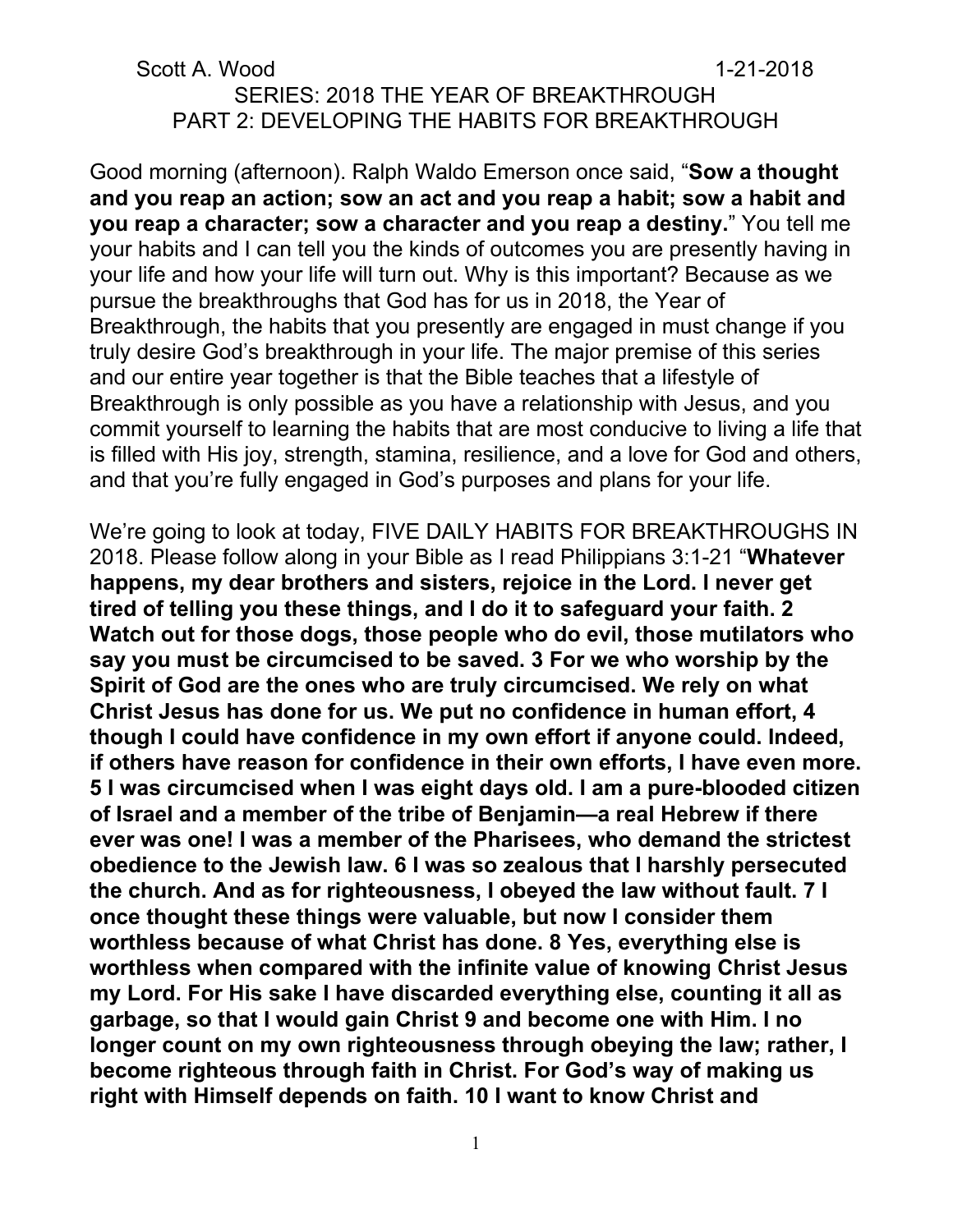Scott A. Wood 1-21-2018

SERIES: 2018 THE YEAR OF BREAKTHROUGH
PART 2: DEVELOPING THE HABITS FOR BREAKTHROUGH

Good morning (afternoon). Ralph Waldo Emerson once said, "**Sow a thought and you reap an action; sow an act and you reap a habit; sow a habit and you reap a character; sow a character and you reap a destiny.**" You tell me your habits and I can tell you the kinds of outcomes you are presently having in your life and how your life will turn out. Why is this important? Because as we pursue the breakthroughs that God has for us in 2018, the Year of Breakthrough, the habits that you presently are engaged in must change if you truly desire God's breakthrough in your life. The major premise of this series and our entire year together is that the Bible teaches that a lifestyle of Breakthrough is only possible as you have a relationship with Jesus, and you commit yourself to learning the habits that are most conducive to living a life that is filled with His joy, strength, stamina, resilience, and a love for God and others, and that you're fully engaged in God's purposes and plans for your life.

We're going to look at today, FIVE DAILY HABITS FOR BREAKTHROUGHS IN 2018. Please follow along in your Bible as I read Philippians 3:1-21 "**Whatever happens, my dear brothers and sisters, rejoice in the Lord. I never get tired of telling you these things, and I do it to safeguard your faith. 2 Watch out for those dogs, those people who do evil, those mutilators who say you must be circumcised to be saved. 3 For we who worship by the Spirit of God are the ones who are truly circumcised. We rely on what Christ Jesus has done for us. We put no confidence in human effort, 4 though I could have confidence in my own effort if anyone could. Indeed, if others have reason for confidence in their own efforts, I have even more. 5 I was circumcised when I was eight days old. I am a pure-blooded citizen of Israel and a member of the tribe of Benjamin—a real Hebrew if there ever was one! I was a member of the Pharisees, who demand the strictest obedience to the Jewish law. 6 I was so zealous that I harshly persecuted the church. And as for righteousness, I obeyed the law without fault. 7 I once thought these things were valuable, but now I consider them worthless because of what Christ has done. 8 Yes, everything else is worthless when compared with the infinite value of knowing Christ Jesus my Lord. For His sake I have discarded everything else, counting it all as garbage, so that I would gain Christ 9 and become one with Him. I no longer count on my own righteousness through obeying the law; rather, I become righteous through faith in Christ. For God's way of making us right with Himself depends on faith. 10 I want to know Christ and**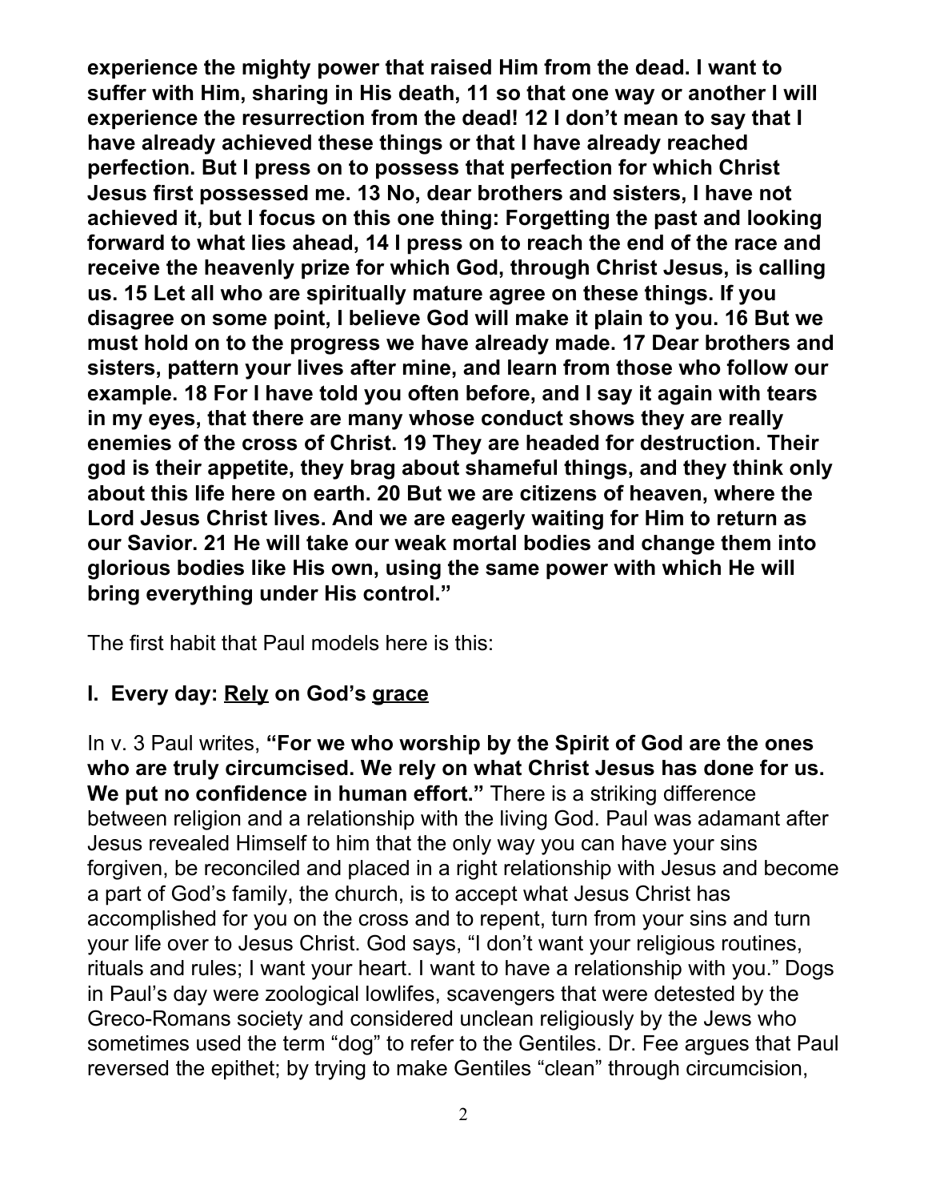**experience the mighty power that raised Him from the dead. I want to suffer with Him, sharing in His death, 11 so that one way or another I will experience the resurrection from the dead! 12 I don't mean to say that I have already achieved these things or that I have already reached perfection. But I press on to possess that perfection for which Christ Jesus first possessed me. 13 No, dear brothers and sisters, I have not achieved it, but I focus on this one thing: Forgetting the past and looking forward to what lies ahead, 14 I press on to reach the end of the race and receive the heavenly prize for which God, through Christ Jesus, is calling us. 15 Let all who are spiritually mature agree on these things. If you disagree on some point, I believe God will make it plain to you. 16 But we must hold on to the progress we have already made. 17 Dear brothers and sisters, pattern your lives after mine, and learn from those who follow our example. 18 For I have told you often before, and I say it again with tears in my eyes, that there are many whose conduct shows they are really enemies of the cross of Christ. 19 They are headed for destruction. Their god is their appetite, they brag about shameful things, and they think only about this life here on earth. 20 But we are citizens of heaven, where the Lord Jesus Christ lives. And we are eagerly waiting for Him to return as our Savior. 21 He will take our weak mortal bodies and change them into glorious bodies like His own, using the same power with which He will bring everything under His control."**

The first habit that Paul models here is this:

## I. Every day: <u>Rely</u> on God's <u>grace</u>

In v. 3 Paul writes, **"For we who worship by the Spirit of God are the ones who are truly circumcised. We rely on what Christ Jesus has done for us. We put no confidence in human effort."** There is a striking difference between religion and a relationship with the living God. Paul was adamant after Jesus revealed Himself to him that the only way you can have your sins forgiven, be reconciled and placed in a right relationship with Jesus and become a part of God's family, the church, is to accept what Jesus Christ has accomplished for you on the cross and to repent, turn from your sins and turn your life over to Jesus Christ. God says, "I don't want your religious routines, rituals and rules; I want your heart. I want to have a relationship with you." Dogs in Paul's day were zoological lowlifes, scavengers that were detested by the Greco-Romans society and considered unclean religiously by the Jews who sometimes used the term "dog" to refer to the Gentiles. Dr. Fee argues that Paul reversed the epithet; by trying to make Gentiles "clean" through circumcision,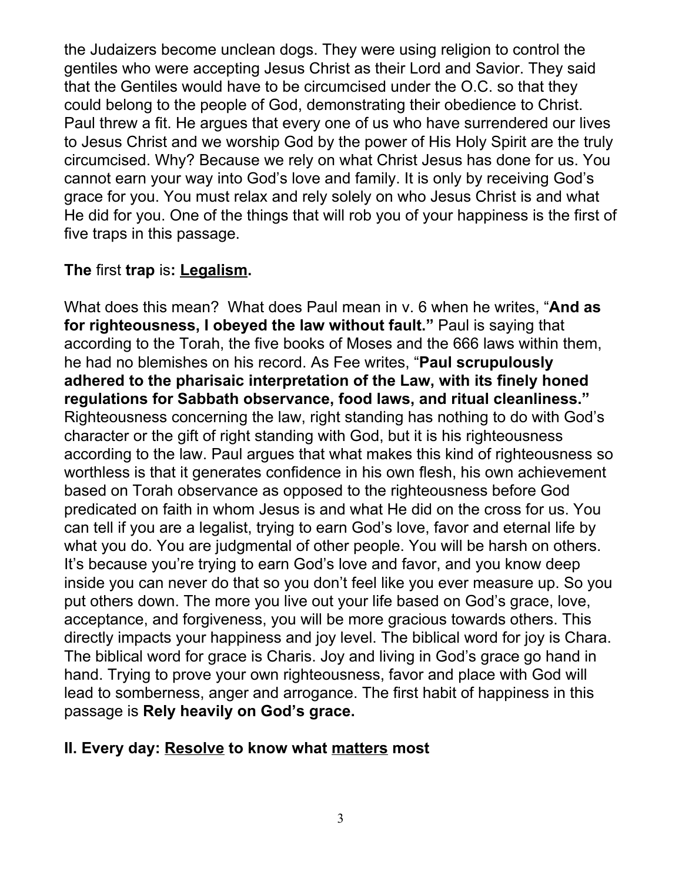the Judaizers become unclean dogs. They were using religion to control the gentiles who were accepting Jesus Christ as their Lord and Savior. They said that the Gentiles would have to be circumcised under the O.C. so that they could belong to the people of God, demonstrating their obedience to Christ. Paul threw a fit. He argues that every one of us who have surrendered our lives to Jesus Christ and we worship God by the power of His Holy Spirit are the truly circumcised. Why? Because we rely on what Christ Jesus has done for us. You cannot earn your way into God's love and family. It is only by receiving God's grace for you. You must relax and rely solely on who Jesus Christ is and what He did for you. One of the things that will rob you of your happiness is the first of five traps in this passage.

**The** first **trap** is**: <u>Legalism</u>.**

What does this mean? What does Paul mean in v. 6 when he writes, "**And as for righteousness, I obeyed the law without fault."** Paul is saying that according to the Torah, the five books of Moses and the 666 laws within them, he had no blemishes on his record. As Fee writes, "**Paul scrupulously adhered to the pharisaic interpretation of the Law, with its finely honed regulations for Sabbath observance, food laws, and ritual cleanliness."** Righteousness concerning the law, right standing has nothing to do with God's character or the gift of right standing with God, but it is his righteousness according to the law. Paul argues that what makes this kind of righteousness so worthless is that it generates confidence in his own flesh, his own achievement based on Torah observance as opposed to the righteousness before God predicated on faith in whom Jesus is and what He did on the cross for us. You can tell if you are a legalist, trying to earn God's love, favor and eternal life by what you do. You are judgmental of other people. You will be harsh on others. It's because you're trying to earn God's love and favor, and you know deep inside you can never do that so you don't feel like you ever measure up. So you put others down. The more you live out your life based on God's grace, love, acceptance, and forgiveness, you will be more gracious towards others. This directly impacts your happiness and joy level. The biblical word for joy is Chara. The biblical word for grace is Charis. Joy and living in God's grace go hand in hand. Trying to prove your own righteousness, favor and place with God will lead to somberness, anger and arrogance. The first habit of happiness in this passage is **Rely heavily on God's grace.**

## II. Every day: <u>Resolve</u> to know what <u>matters</u> most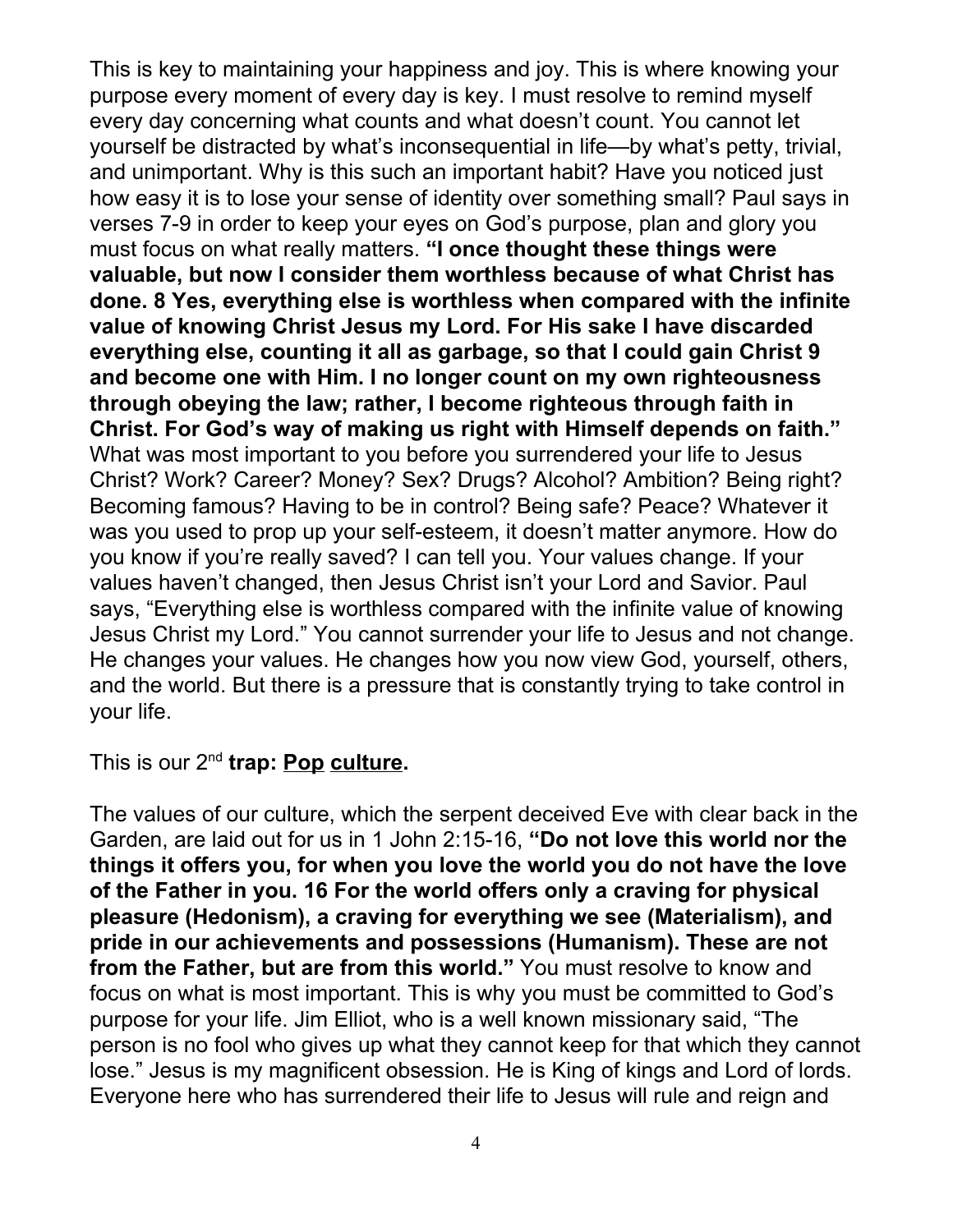This is key to maintaining your happiness and joy. This is where knowing your purpose every moment of every day is key. I must resolve to remind myself every day concerning what counts and what doesn't count. You cannot let yourself be distracted by what's inconsequential in life—by what's petty, trivial, and unimportant. Why is this such an important habit? Have you noticed just how easy it is to lose your sense of identity over something small? Paul says in verses 7-9 in order to keep your eyes on God's purpose, plan and glory you must focus on what really matters. **"I once thought these things were valuable, but now I consider them worthless because of what Christ has done. 8 Yes, everything else is worthless when compared with the infinite value of knowing Christ Jesus my Lord. For His sake I have discarded everything else, counting it all as garbage, so that I could gain Christ 9 and become one with Him. I no longer count on my own righteousness through obeying the law; rather, I become righteous through faith in Christ. For God's way of making us right with Himself depends on faith."** What was most important to you before you surrendered your life to Jesus Christ? Work? Career? Money? Sex? Drugs? Alcohol? Ambition? Being right? Becoming famous? Having to be in control? Being safe? Peace? Whatever it was you used to prop up your self-esteem, it doesn't matter anymore. How do you know if you're really saved? I can tell you. Your values change. If your values haven't changed, then Jesus Christ isn't your Lord and Savior. Paul says, "Everything else is worthless compared with the infinite value of knowing Jesus Christ my Lord." You cannot surrender your life to Jesus and not change. He changes your values. He changes how you now view God, yourself, others, and the world. But there is a pressure that is constantly trying to take control in your life.

This is our 2nd **trap: <u>Pop</u> <u>culture</u>.**

The values of our culture, which the serpent deceived Eve with clear back in the Garden, are laid out for us in 1 John 2:15-16, **"Do not love this world nor the things it offers you, for when you love the world you do not have the love of the Father in you. 16 For the world offers only a craving for physical pleasure (Hedonism), a craving for everything we see (Materialism), and pride in our achievements and possessions (Humanism). These are not from the Father, but are from this world."** You must resolve to know and focus on what is most important. This is why you must be committed to God's purpose for your life. Jim Elliot, who is a well known missionary said, "The person is no fool who gives up what they cannot keep for that which they cannot lose." Jesus is my magnificent obsession. He is King of kings and Lord of lords. Everyone here who has surrendered their life to Jesus will rule and reign and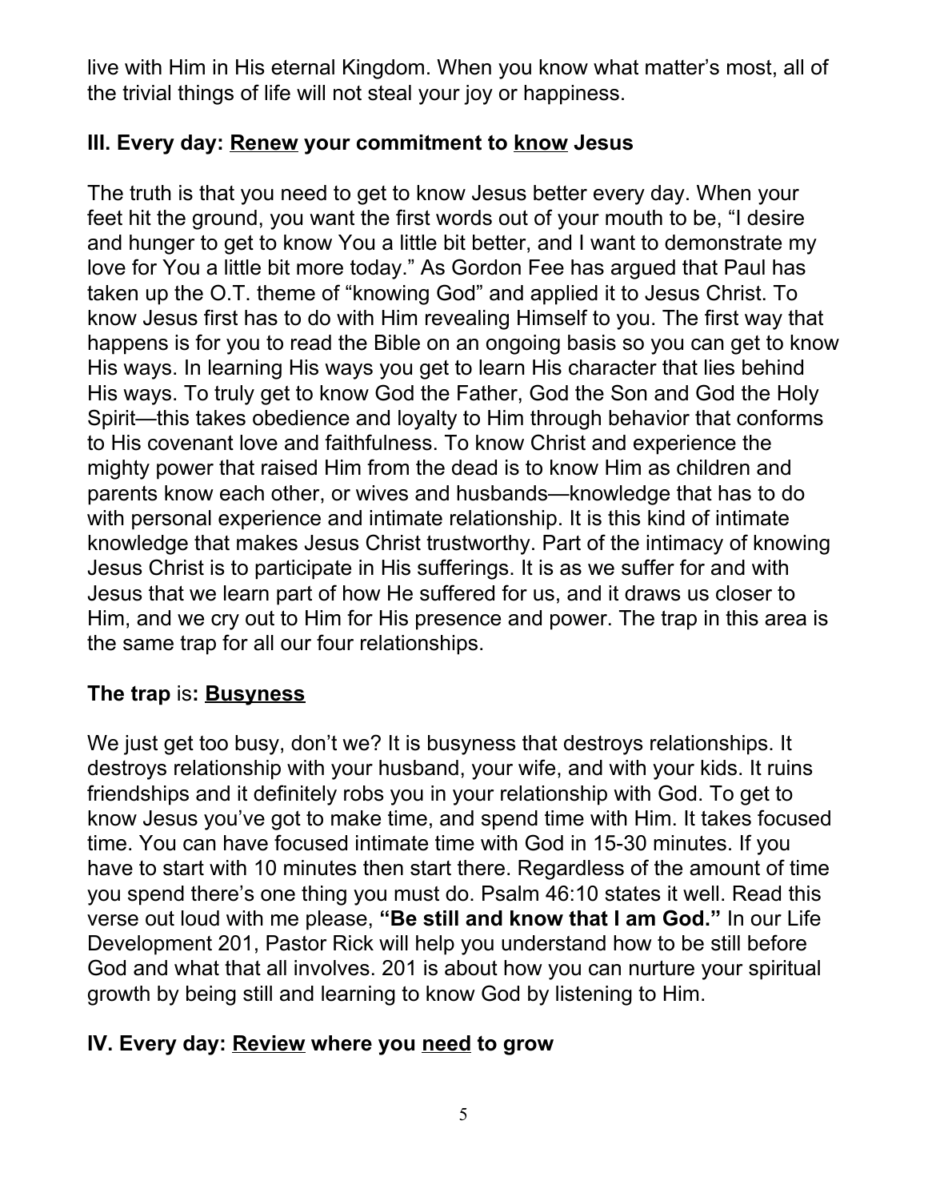live with Him in His eternal Kingdom. When you know what matter's most, all of the trivial things of life will not steal your joy or happiness.

## III. Every day: <u>Renew</u> your commitment to <u>know</u> Jesus

The truth is that you need to get to know Jesus better every day. When your feet hit the ground, you want the first words out of your mouth to be, "I desire and hunger to get to know You a little bit better, and I want to demonstrate my love for You a little bit more today." As Gordon Fee has argued that Paul has taken up the O.T. theme of "knowing God" and applied it to Jesus Christ. To know Jesus first has to do with Him revealing Himself to you. The first way that happens is for you to read the Bible on an ongoing basis so you can get to know His ways. In learning His ways you get to learn His character that lies behind His ways. To truly get to know God the Father, God the Son and God the Holy Spirit—this takes obedience and loyalty to Him through behavior that conforms to His covenant love and faithfulness. To know Christ and experience the mighty power that raised Him from the dead is to know Him as children and parents know each other, or wives and husbands—knowledge that has to do with personal experience and intimate relationship. It is this kind of intimate knowledge that makes Jesus Christ trustworthy. Part of the intimacy of knowing Jesus Christ is to participate in His sufferings. It is as we suffer for and with Jesus that we learn part of how He suffered for us, and it draws us closer to Him, and we cry out to Him for His presence and power. The trap in this area is the same trap for all our four relationships.

**The trap** is**: <u>Busyness</u>**

We just get too busy, don't we? It is busyness that destroys relationships. It destroys relationship with your husband, your wife, and with your kids. It ruins friendships and it definitely robs you in your relationship with God. To get to know Jesus you've got to make time, and spend time with Him. It takes focused time. You can have focused intimate time with God in 15-30 minutes. If you have to start with 10 minutes then start there. Regardless of the amount of time you spend there's one thing you must do. Psalm 46:10 states it well. Read this verse out loud with me please, **"Be still and know that I am God."** In our Life Development 201, Pastor Rick will help you understand how to be still before God and what that all involves. 201 is about how you can nurture your spiritual growth by being still and learning to know God by listening to Him.

## IV. Every day: <u>Review</u> where you <u>need</u> to grow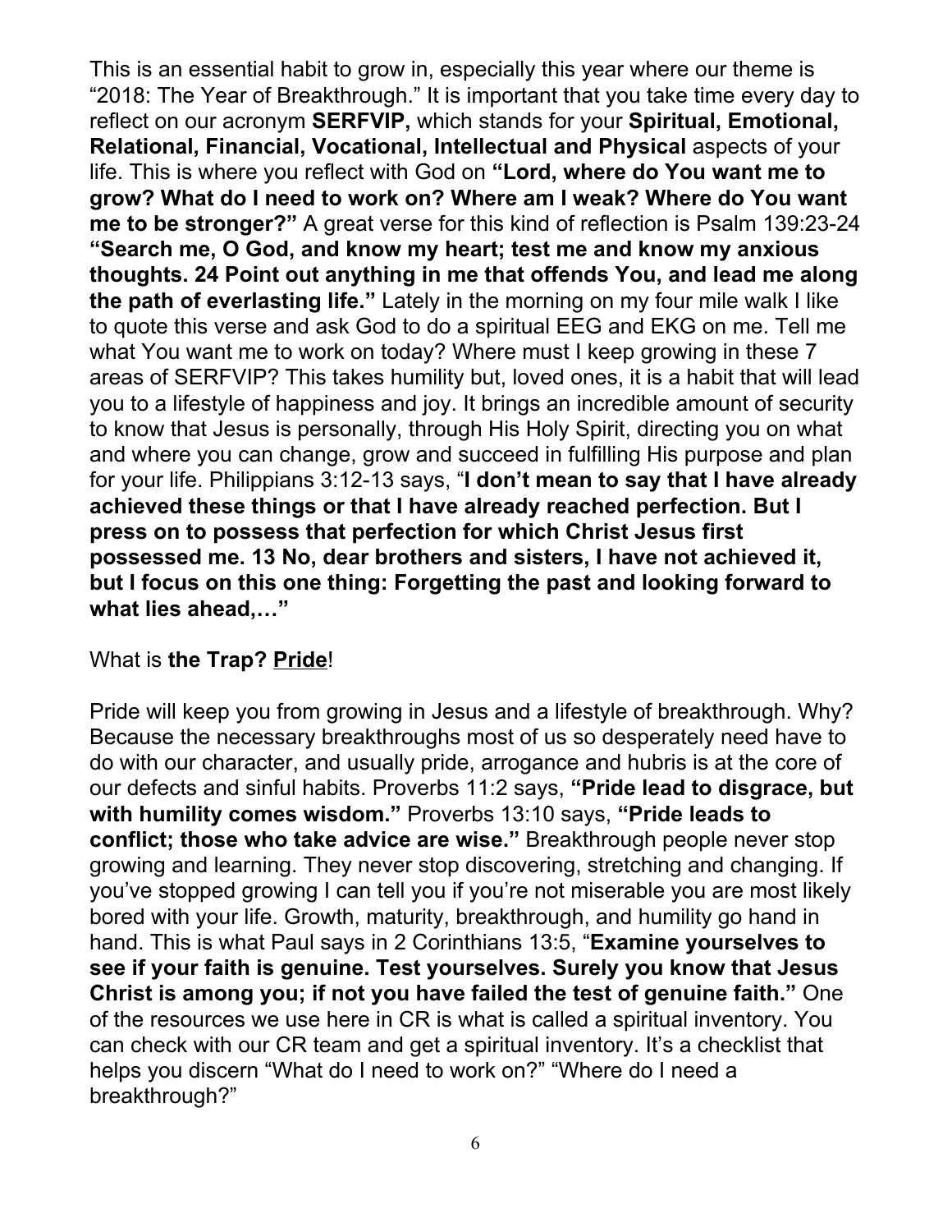This is an essential habit to grow in, especially this year where our theme is "2018: The Year of Breakthrough." It is important that you take time every day to reflect on our acronym **SERFVIP,** which stands for your **Spiritual, Emotional, Relational, Financial, Vocational, Intellectual and Physical** aspects of your life. This is where you reflect with God on **"Lord, where do You want me to grow? What do I need to work on? Where am I weak? Where do You want me to be stronger?"** A great verse for this kind of reflection is Psalm 139:23-24 **"Search me, O God, and know my heart; test me and know my anxious thoughts. 24 Point out anything in me that offends You, and lead me along the path of everlasting life."** Lately in the morning on my four mile walk I like to quote this verse and ask God to do a spiritual EEG and EKG on me. Tell me what You want me to work on today? Where must I keep growing in these 7 areas of SERFVIP? This takes humility but, loved ones, it is a habit that will lead you to a lifestyle of happiness and joy. It brings an incredible amount of security to know that Jesus is personally, through His Holy Spirit, directing you on what and where you can change, grow and succeed in fulfilling His purpose and plan for your life. Philippians 3:12-13 says, "**I don't mean to say that I have already achieved these things or that I have already reached perfection. But I press on to possess that perfection for which Christ Jesus first possessed me. 13 No, dear brothers and sisters, I have not achieved it, but I focus on this one thing: Forgetting the past and looking forward to what lies ahead,…"**

What is **the Trap? <u>Pride</u>**!

Pride will keep you from growing in Jesus and a lifestyle of breakthrough. Why? Because the necessary breakthroughs most of us so desperately need have to do with our character, and usually pride, arrogance and hubris is at the core of our defects and sinful habits. Proverbs 11:2 says, **"Pride lead to disgrace, but with humility comes wisdom."** Proverbs 13:10 says, **"Pride leads to conflict; those who take advice are wise."** Breakthrough people never stop growing and learning. They never stop discovering, stretching and changing. If you've stopped growing I can tell you if you're not miserable you are most likely bored with your life. Growth, maturity, breakthrough, and humility go hand in hand. This is what Paul says in 2 Corinthians 13:5, "**Examine yourselves to see if your faith is genuine. Test yourselves. Surely you know that Jesus Christ is among you; if not you have failed the test of genuine faith."** One of the resources we use here in CR is what is called a spiritual inventory. You can check with our CR team and get a spiritual inventory. It's a checklist that helps you discern "What do I need to work on?" "Where do I need a breakthrough?"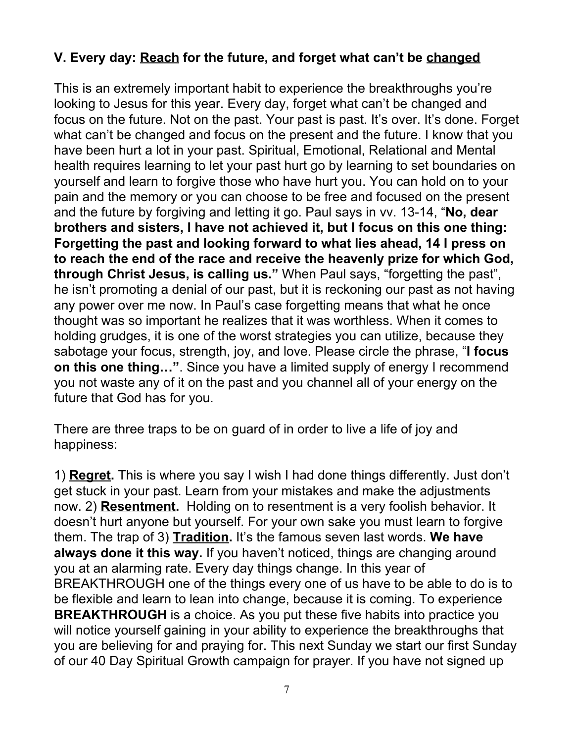### V. Every day: <u>Reach</u> for the future, and forget what can't be <u>changed</u>

This is an extremely important habit to experience the breakthroughs you're looking to Jesus for this year. Every day, forget what can't be changed and focus on the future. Not on the past. Your past is past. It's over. It's done. Forget what can't be changed and focus on the present and the future. I know that you have been hurt a lot in your past. Spiritual, Emotional, Relational and Mental health requires learning to let your past hurt go by learning to set boundaries on yourself and learn to forgive those who have hurt you. You can hold on to your pain and the memory or you can choose to be free and focused on the present and the future by forgiving and letting it go. Paul says in vv. 13-14, "**No, dear brothers and sisters, I have not achieved it, but I focus on this one thing: Forgetting the past and looking forward to what lies ahead, 14 I press on to reach the end of the race and receive the heavenly prize for which God, through Christ Jesus, is calling us."** When Paul says, "forgetting the past", he isn't promoting a denial of our past, but it is reckoning our past as not having any power over me now. In Paul's case forgetting means that what he once thought was so important he realizes that it was worthless. When it comes to holding grudges, it is one of the worst strategies you can utilize, because they sabotage your focus, strength, joy, and love. Please circle the phrase, "**I focus on this one thing…"**. Since you have a limited supply of energy I recommend you not waste any of it on the past and you channel all of your energy on the future that God has for you.

There are three traps to be on guard of in order to live a life of joy and happiness:

1) **<u>Regret</u>.** This is where you say I wish I had done things differently. Just don't get stuck in your past. Learn from your mistakes and make the adjustments now. 2) **<u>Resentment</u>.** Holding on to resentment is a very foolish behavior. It doesn't hurt anyone but yourself. For your own sake you must learn to forgive them. The trap of 3) **<u>Tradition</u>.** It's the famous seven last words. **We have always done it this way.** If you haven't noticed, things are changing around you at an alarming rate. Every day things change. In this year of BREAKTHROUGH one of the things every one of us have to be able to do is to be flexible and learn to lean into change, because it is coming. To experience **BREAKTHROUGH** is a choice. As you put these five habits into practice you will notice yourself gaining in your ability to experience the breakthroughs that you are believing for and praying for. This next Sunday we start our first Sunday of our 40 Day Spiritual Growth campaign for prayer. If you have not signed up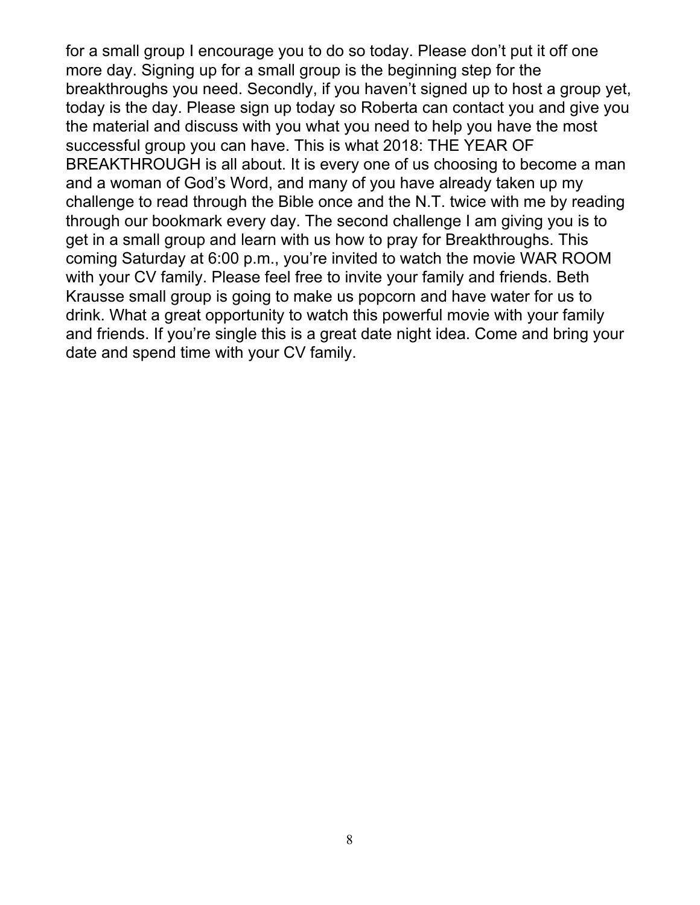for a small group I encourage you to do so today. Please don't put it off one more day. Signing up for a small group is the beginning step for the breakthroughs you need. Secondly, if you haven't signed up to host a group yet, today is the day. Please sign up today so Roberta can contact you and give you the material and discuss with you what you need to help you have the most successful group you can have. This is what 2018: THE YEAR OF BREAKTHROUGH is all about. It is every one of us choosing to become a man and a woman of God's Word, and many of you have already taken up my challenge to read through the Bible once and the N.T. twice with me by reading through our bookmark every day. The second challenge I am giving you is to get in a small group and learn with us how to pray for Breakthroughs. This coming Saturday at 6:00 p.m., you're invited to watch the movie WAR ROOM with your CV family. Please feel free to invite your family and friends. Beth Krausse small group is going to make us popcorn and have water for us to drink. What a great opportunity to watch this powerful movie with your family and friends. If you're single this is a great date night idea. Come and bring your date and spend time with your CV family.